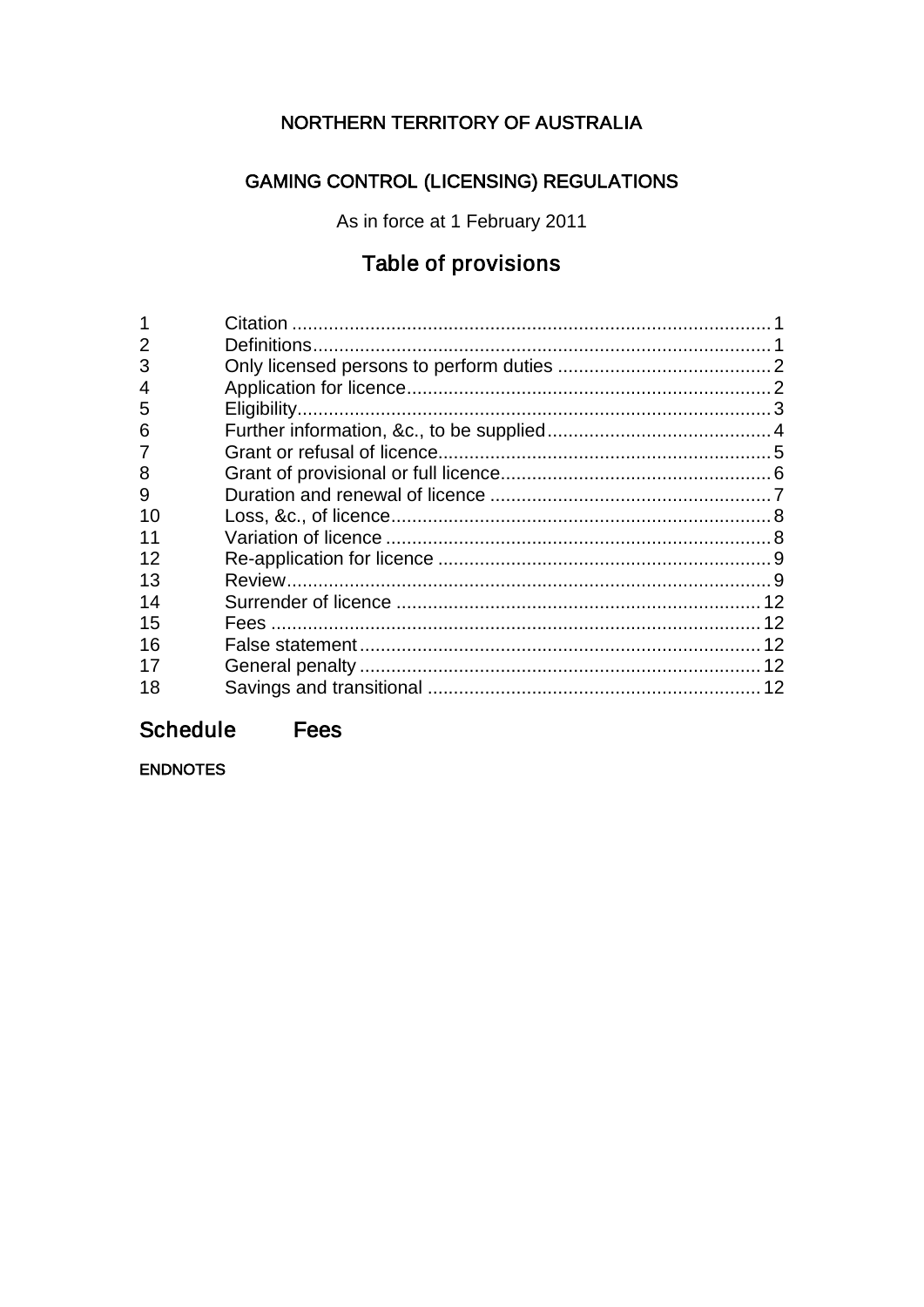# NORTHERN TERRITORY OF AUSTRALIA

## GAMING CONTROL (LICENSING) REGULATIONS

As in force at 1 February 2011

## Table of provisions

| | | |
|---|---|---|
| 1 | Citation | 1 |
| 2 | Definitions | 1 |
| 3 | Only licensed persons to perform duties | 2 |
| 4 | Application for licence | 2 |
| 5 | Eligibility | 3 |
| 6 | Further information, &c., to be supplied | 4 |
| 7 | Grant or refusal of licence | 5 |
| 8 | Grant of provisional or full licence | 6 |
| 9 | Duration and renewal of licence | 7 |
| 10 | Loss, &c., of licence | 8 |
| 11 | Variation of licence | 8 |
| 12 | Re-application for licence | 9 |
| 13 | Review | 9 |
| 14 | Surrender of licence | 12 |
| 15 | Fees | 12 |
| 16 | False statement | 12 |
| 17 | General penalty | 12 |
| 18 | Savings and transitional | 12 |

## Schedule Fees

ENDNOTES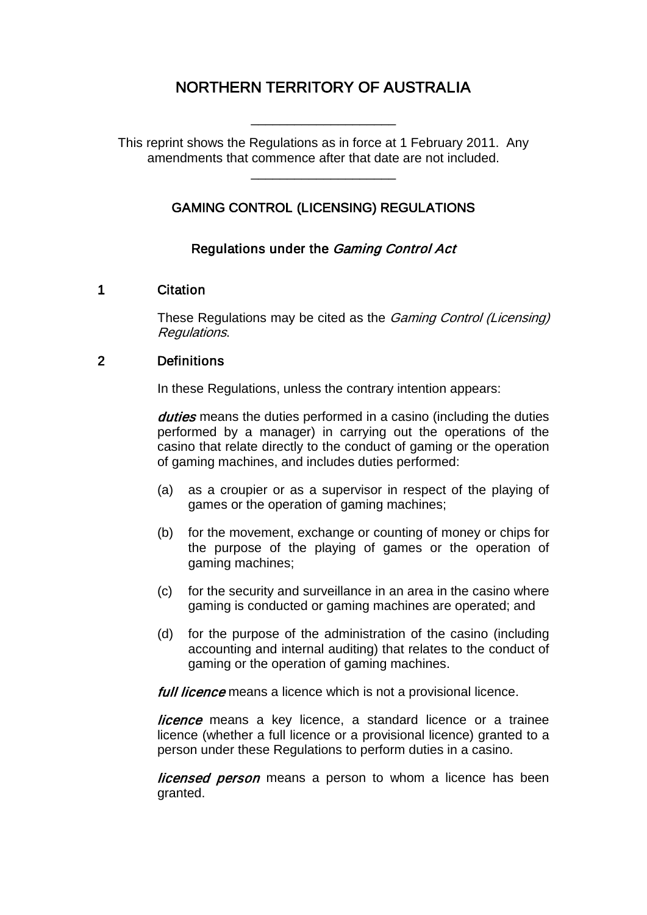# NORTHERN TERRITORY OF AUSTRALIA

___________________

This reprint shows the Regulations as in force at 1 February 2011. Any amendments that commence after that date are not included.

___________________

## GAMING CONTROL (LICENSING) REGULATIONS

### Regulations under the *Gaming Control Act*

### 1 Citation

These Regulations may be cited as the *Gaming Control (Licensing) Regulations*.

### 2 Definitions

In these Regulations, unless the contrary intention appears:

***duties*** means the duties performed in a casino (including the duties performed by a manager) in carrying out the operations of the casino that relate directly to the conduct of gaming or the operation of gaming machines, and includes duties performed:

(a) as a croupier or as a supervisor in respect of the playing of games or the operation of gaming machines;

(b) for the movement, exchange or counting of money or chips for the purpose of the playing of games or the operation of gaming machines;

(c) for the security and surveillance in an area in the casino where gaming is conducted or gaming machines are operated; and

(d) for the purpose of the administration of the casino (including accounting and internal auditing) that relates to the conduct of gaming or the operation of gaming machines.

***full licence*** means a licence which is not a provisional licence.

***licence*** means a key licence, a standard licence or a trainee licence (whether a full licence or a provisional licence) granted to a person under these Regulations to perform duties in a casino.

***licensed person*** means a person to whom a licence has been granted.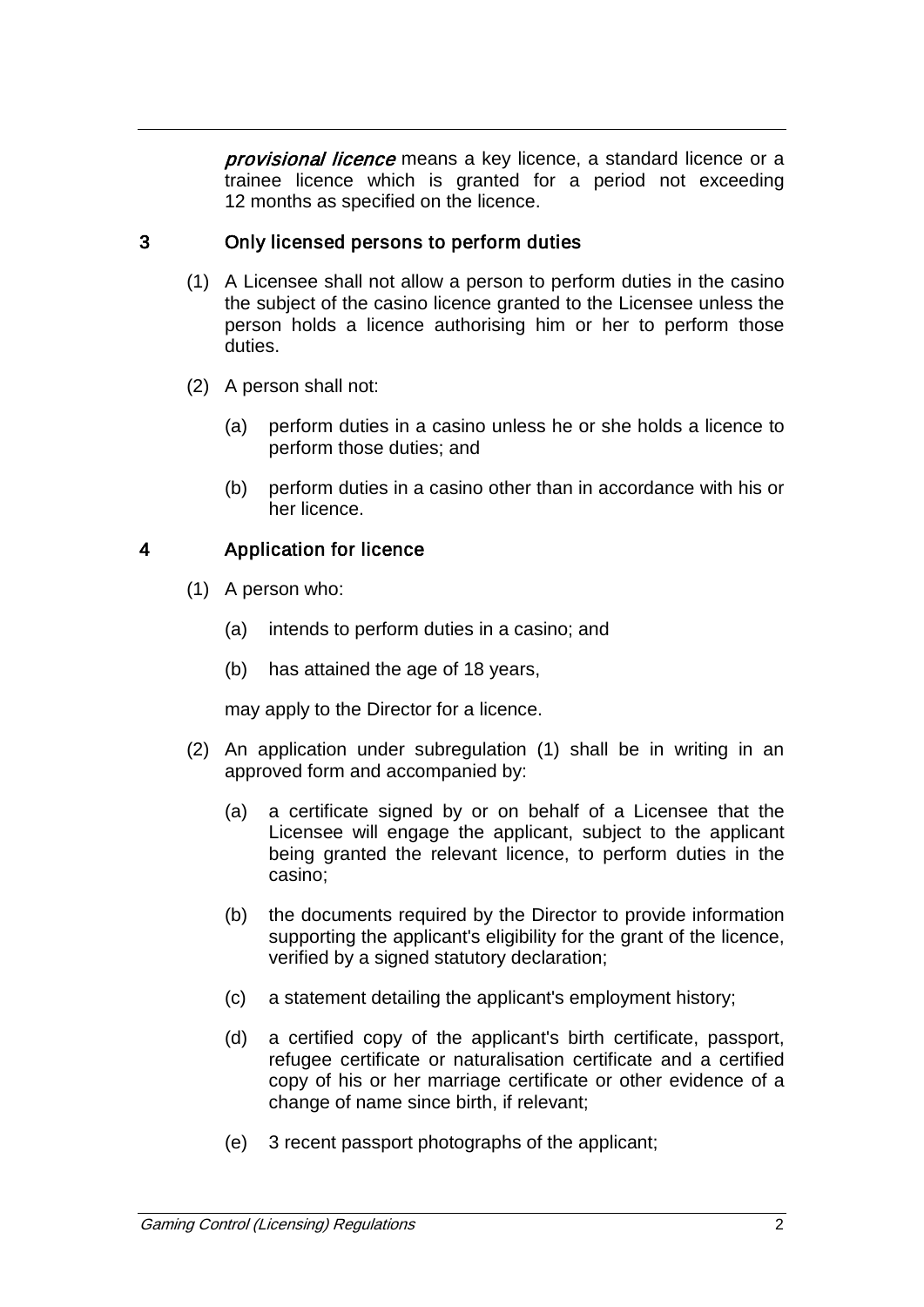***provisional licence*** means a key licence, a standard licence or a trainee licence which is granted for a period not exceeding 12 months as specified on the licence.

## 3 Only licensed persons to perform duties

(1) A Licensee shall not allow a person to perform duties in the casino the subject of the casino licence granted to the Licensee unless the person holds a licence authorising him or her to perform those duties.

(2) A person shall not:

(a) perform duties in a casino unless he or she holds a licence to perform those duties; and

(b) perform duties in a casino other than in accordance with his or her licence.

## 4 Application for licence

(1) A person who:

(a) intends to perform duties in a casino; and

(b) has attained the age of 18 years,

may apply to the Director for a licence.

(2) An application under subregulation (1) shall be in writing in an approved form and accompanied by:

(a) a certificate signed by or on behalf of a Licensee that the Licensee will engage the applicant, subject to the applicant being granted the relevant licence, to perform duties in the casino;

(b) the documents required by the Director to provide information supporting the applicant's eligibility for the grant of the licence, verified by a signed statutory declaration;

(c) a statement detailing the applicant's employment history;

(d) a certified copy of the applicant's birth certificate, passport, refugee certificate or naturalisation certificate and a certified copy of his or her marriage certificate or other evidence of a change of name since birth, if relevant;

(e) 3 recent passport photographs of the applicant;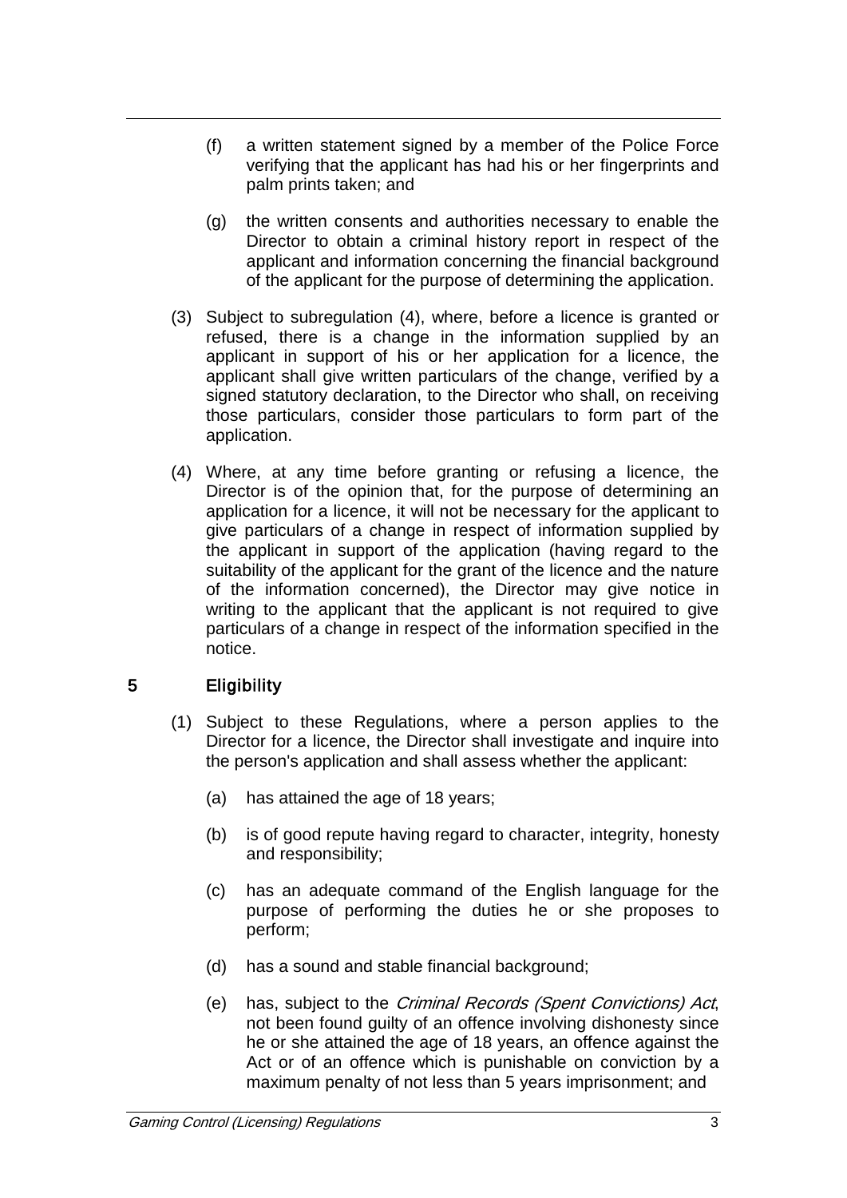(f) a written statement signed by a member of the Police Force verifying that the applicant has had his or her fingerprints and palm prints taken; and

(g) the written consents and authorities necessary to enable the Director to obtain a criminal history report in respect of the applicant and information concerning the financial background of the applicant for the purpose of determining the application.

(3) Subject to subregulation (4), where, before a licence is granted or refused, there is a change in the information supplied by an applicant in support of his or her application for a licence, the applicant shall give written particulars of the change, verified by a signed statutory declaration, to the Director who shall, on receiving those particulars, consider those particulars to form part of the application.

(4) Where, at any time before granting or refusing a licence, the Director is of the opinion that, for the purpose of determining an application for a licence, it will not be necessary for the applicant to give particulars of a change in respect of information supplied by the applicant in support of the application (having regard to the suitability of the applicant for the grant of the licence and the nature of the information concerned), the Director may give notice in writing to the applicant that the applicant is not required to give particulars of a change in respect of the information specified in the notice.

## 5 Eligibility

(1) Subject to these Regulations, where a person applies to the Director for a licence, the Director shall investigate and inquire into the person's application and shall assess whether the applicant:

(a) has attained the age of 18 years;

(b) is of good repute having regard to character, integrity, honesty and responsibility;

(c) has an adequate command of the English language for the purpose of performing the duties he or she proposes to perform;

(d) has a sound and stable financial background;

(e) has, subject to the *Criminal Records (Spent Convictions) Act*, not been found guilty of an offence involving dishonesty since he or she attained the age of 18 years, an offence against the Act or of an offence which is punishable on conviction by a maximum penalty of not less than 5 years imprisonment; and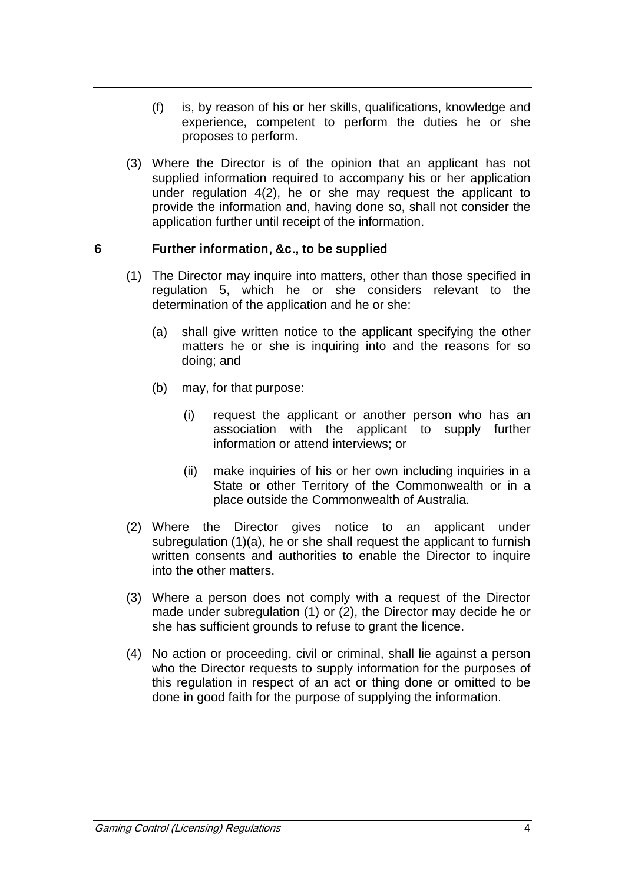(f) is, by reason of his or her skills, qualifications, knowledge and experience, competent to perform the duties he or she proposes to perform.

(3) Where the Director is of the opinion that an applicant has not supplied information required to accompany his or her application under regulation 4(2), he or she may request the applicant to provide the information and, having done so, shall not consider the application further until receipt of the information.

## 6 Further information, &c., to be supplied

(1) The Director may inquire into matters, other than those specified in regulation 5, which he or she considers relevant to the determination of the application and he or she:

(a) shall give written notice to the applicant specifying the other matters he or she is inquiring into and the reasons for so doing; and

(b) may, for that purpose:

(i) request the applicant or another person who has an association with the applicant to supply further information or attend interviews; or

(ii) make inquiries of his or her own including inquiries in a State or other Territory of the Commonwealth or in a place outside the Commonwealth of Australia.

(2) Where the Director gives notice to an applicant under subregulation (1)(a), he or she shall request the applicant to furnish written consents and authorities to enable the Director to inquire into the other matters.

(3) Where a person does not comply with a request of the Director made under subregulation (1) or (2), the Director may decide he or she has sufficient grounds to refuse to grant the licence.

(4) No action or proceeding, civil or criminal, shall lie against a person who the Director requests to supply information for the purposes of this regulation in respect of an act or thing done or omitted to be done in good faith for the purpose of supplying the information.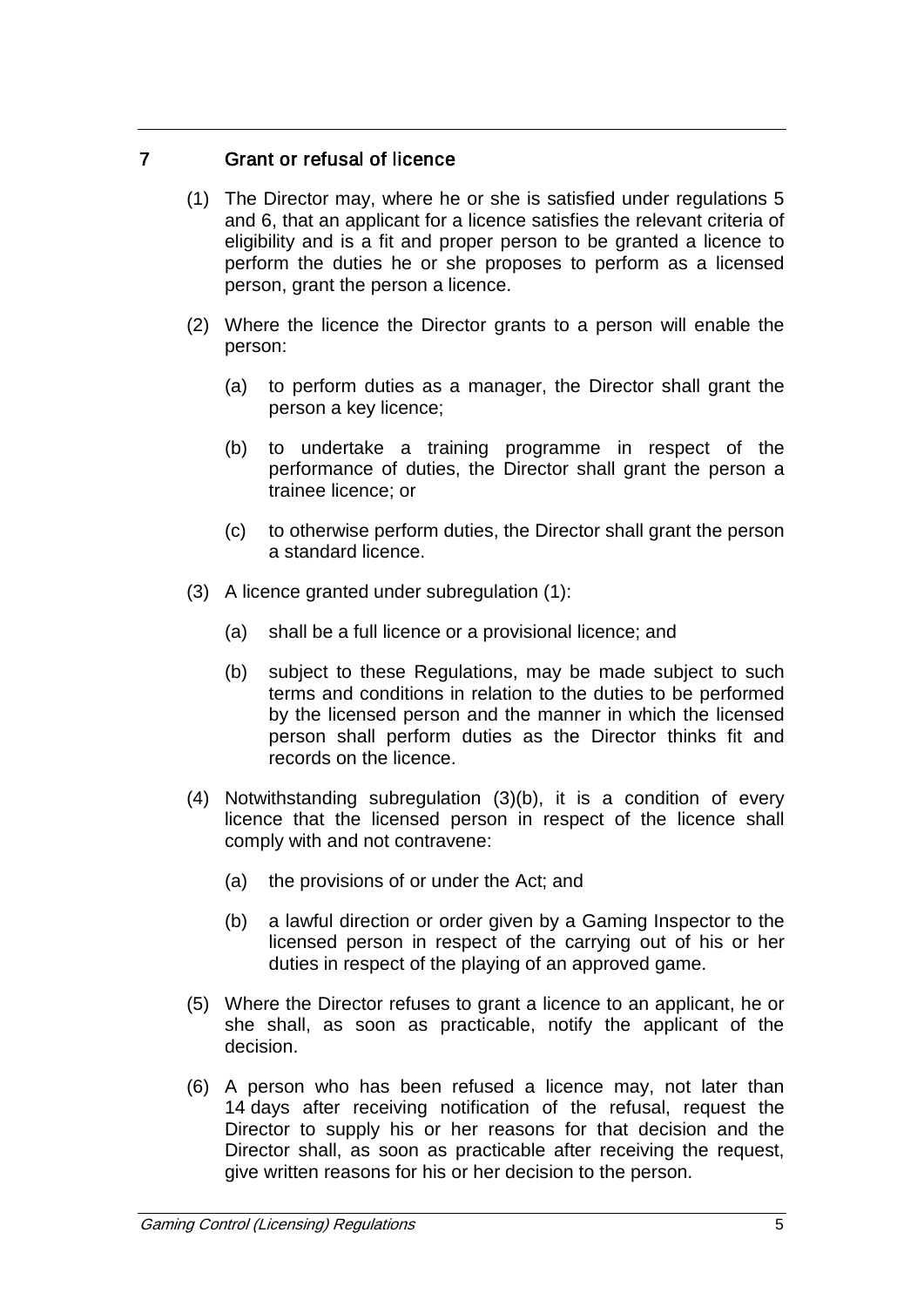## 7 Grant or refusal of licence

(1) The Director may, where he or she is satisfied under regulations 5 and 6, that an applicant for a licence satisfies the relevant criteria of eligibility and is a fit and proper person to be granted a licence to perform the duties he or she proposes to perform as a licensed person, grant the person a licence.

(2) Where the licence the Director grants to a person will enable the person:

(a) to perform duties as a manager, the Director shall grant the person a key licence;

(b) to undertake a training programme in respect of the performance of duties, the Director shall grant the person a trainee licence; or

(c) to otherwise perform duties, the Director shall grant the person a standard licence.

(3) A licence granted under subregulation (1):

(a) shall be a full licence or a provisional licence; and

(b) subject to these Regulations, may be made subject to such terms and conditions in relation to the duties to be performed by the licensed person and the manner in which the licensed person shall perform duties as the Director thinks fit and records on the licence.

(4) Notwithstanding subregulation (3)(b), it is a condition of every licence that the licensed person in respect of the licence shall comply with and not contravene:

(a) the provisions of or under the Act; and

(b) a lawful direction or order given by a Gaming Inspector to the licensed person in respect of the carrying out of his or her duties in respect of the playing of an approved game.

(5) Where the Director refuses to grant a licence to an applicant, he or she shall, as soon as practicable, notify the applicant of the decision.

(6) A person who has been refused a licence may, not later than 14 days after receiving notification of the refusal, request the Director to supply his or her reasons for that decision and the Director shall, as soon as practicable after receiving the request, give written reasons for his or her decision to the person.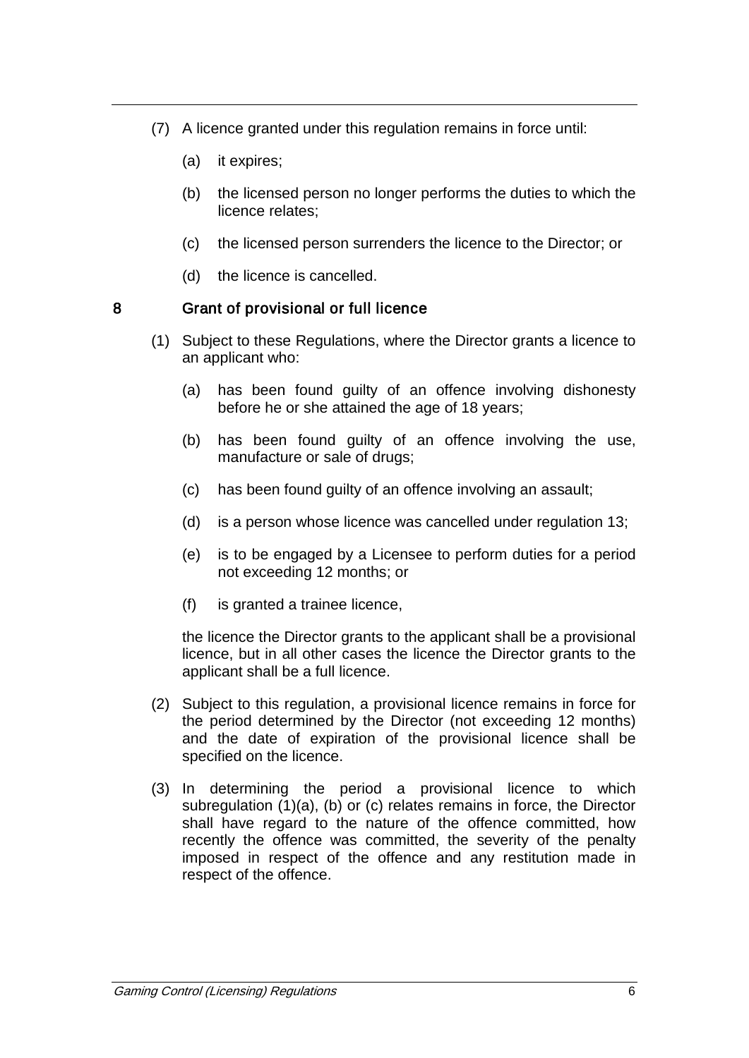(7) A licence granted under this regulation remains in force until:

(a) it expires;

(b) the licensed person no longer performs the duties to which the licence relates;

(c) the licensed person surrenders the licence to the Director; or

(d) the licence is cancelled.

## 8 Grant of provisional or full licence

(1) Subject to these Regulations, where the Director grants a licence to an applicant who:

(a) has been found guilty of an offence involving dishonesty before he or she attained the age of 18 years;

(b) has been found guilty of an offence involving the use, manufacture or sale of drugs;

(c) has been found guilty of an offence involving an assault;

(d) is a person whose licence was cancelled under regulation 13;

(e) is to be engaged by a Licensee to perform duties for a period not exceeding 12 months; or

(f) is granted a trainee licence,

the licence the Director grants to the applicant shall be a provisional licence, but in all other cases the licence the Director grants to the applicant shall be a full licence.

(2) Subject to this regulation, a provisional licence remains in force for the period determined by the Director (not exceeding 12 months) and the date of expiration of the provisional licence shall be specified on the licence.

(3) In determining the period a provisional licence to which subregulation (1)(a), (b) or (c) relates remains in force, the Director shall have regard to the nature of the offence committed, how recently the offence was committed, the severity of the penalty imposed in respect of the offence and any restitution made in respect of the offence.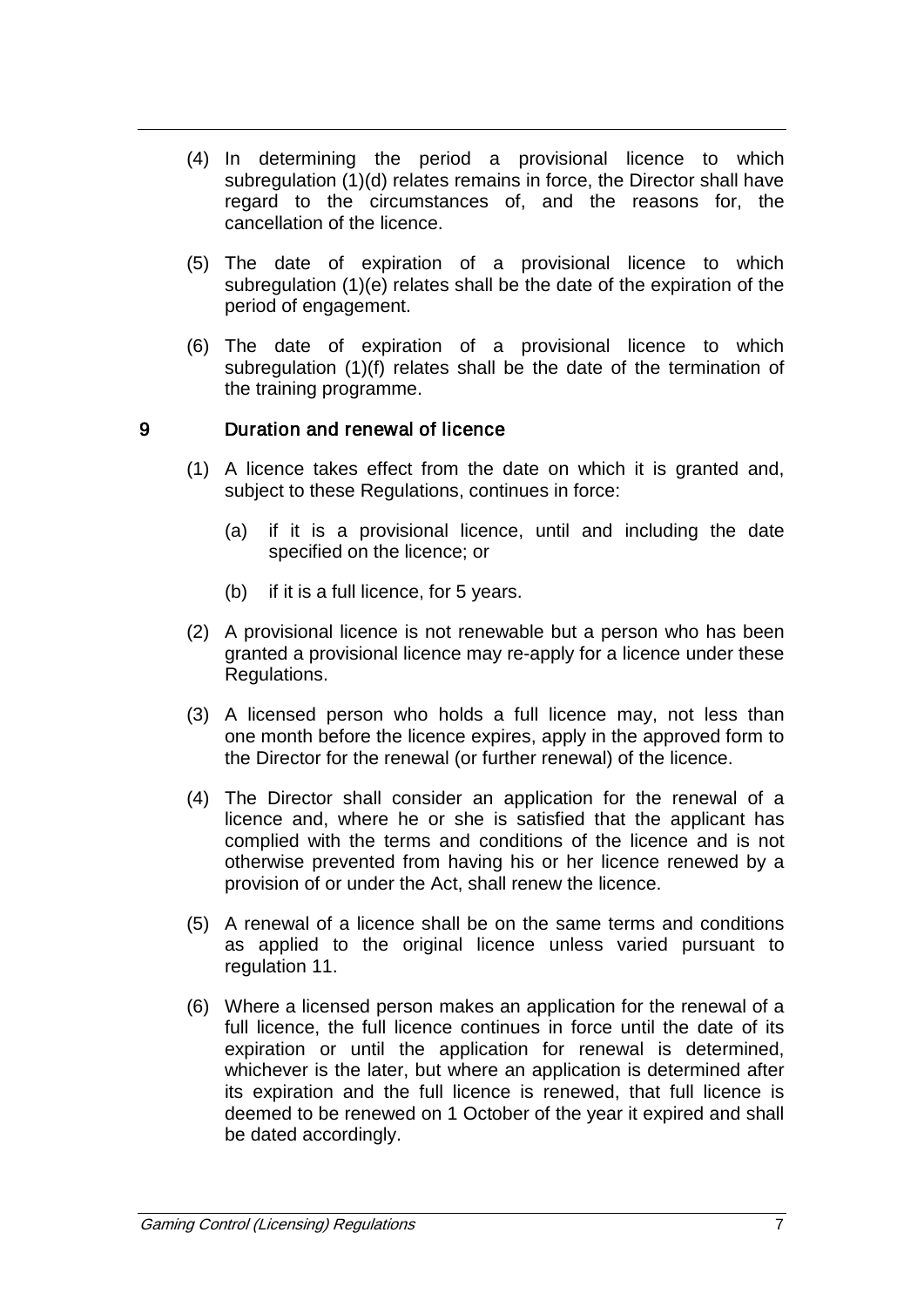(4) In determining the period a provisional licence to which subregulation (1)(d) relates remains in force, the Director shall have regard to the circumstances of, and the reasons for, the cancellation of the licence.

(5) The date of expiration of a provisional licence to which subregulation (1)(e) relates shall be the date of the expiration of the period of engagement.

(6) The date of expiration of a provisional licence to which subregulation (1)(f) relates shall be the date of the termination of the training programme.

## 9 Duration and renewal of licence

(1) A licence takes effect from the date on which it is granted and, subject to these Regulations, continues in force:

(a) if it is a provisional licence, until and including the date specified on the licence; or

(b) if it is a full licence, for 5 years.

(2) A provisional licence is not renewable but a person who has been granted a provisional licence may re-apply for a licence under these Regulations.

(3) A licensed person who holds a full licence may, not less than one month before the licence expires, apply in the approved form to the Director for the renewal (or further renewal) of the licence.

(4) The Director shall consider an application for the renewal of a licence and, where he or she is satisfied that the applicant has complied with the terms and conditions of the licence and is not otherwise prevented from having his or her licence renewed by a provision of or under the Act, shall renew the licence.

(5) A renewal of a licence shall be on the same terms and conditions as applied to the original licence unless varied pursuant to regulation 11.

(6) Where a licensed person makes an application for the renewal of a full licence, the full licence continues in force until the date of its expiration or until the application for renewal is determined, whichever is the later, but where an application is determined after its expiration and the full licence is renewed, that full licence is deemed to be renewed on 1 October of the year it expired and shall be dated accordingly.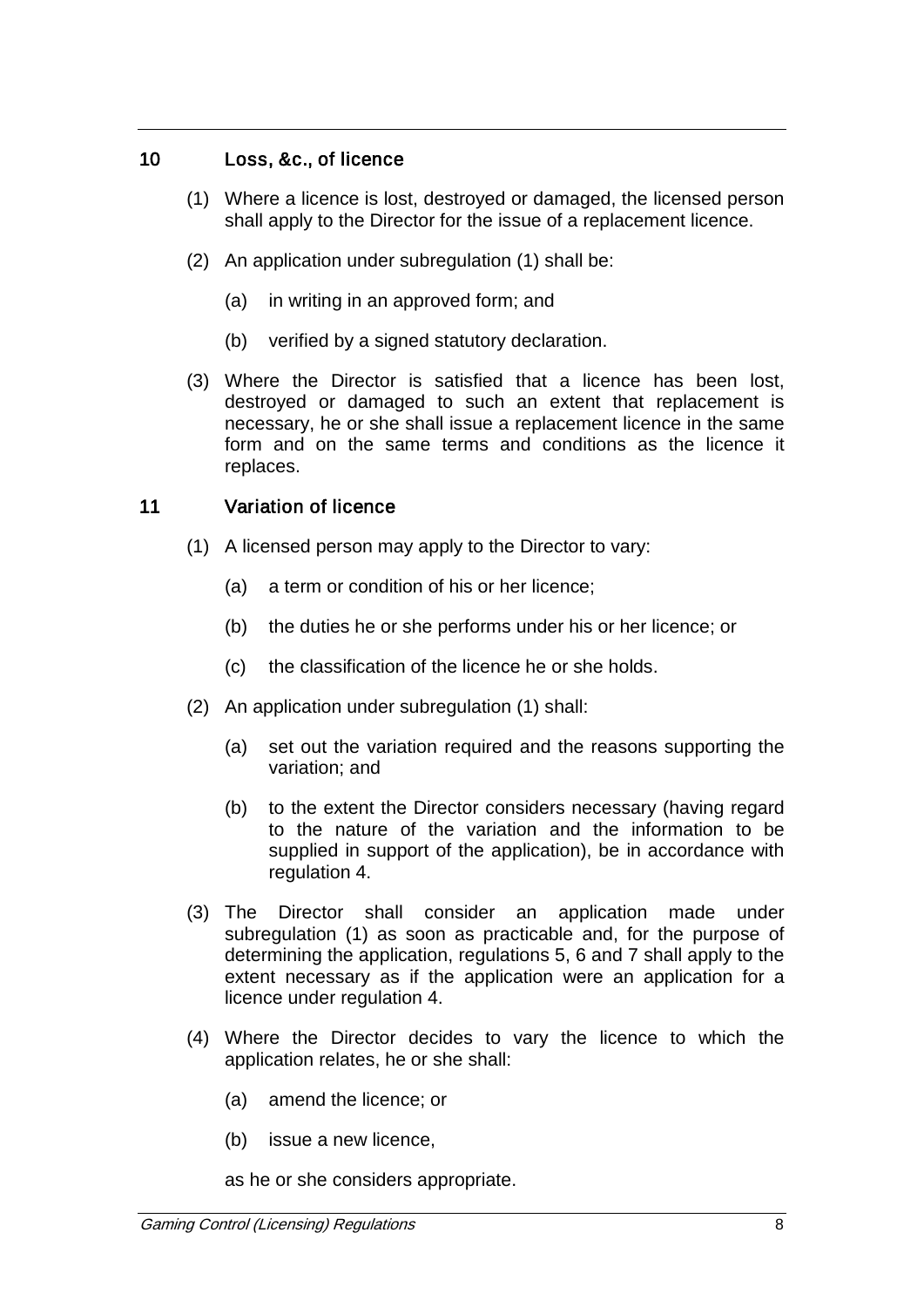## 10 Loss, &c., of licence

(1) Where a licence is lost, destroyed or damaged, the licensed person shall apply to the Director for the issue of a replacement licence.

(2) An application under subregulation (1) shall be:

(a) in writing in an approved form; and

(b) verified by a signed statutory declaration.

(3) Where the Director is satisfied that a licence has been lost, destroyed or damaged to such an extent that replacement is necessary, he or she shall issue a replacement licence in the same form and on the same terms and conditions as the licence it replaces.

## 11 Variation of licence

(1) A licensed person may apply to the Director to vary:

(a) a term or condition of his or her licence;

(b) the duties he or she performs under his or her licence; or

(c) the classification of the licence he or she holds.

(2) An application under subregulation (1) shall:

(a) set out the variation required and the reasons supporting the variation; and

(b) to the extent the Director considers necessary (having regard to the nature of the variation and the information to be supplied in support of the application), be in accordance with regulation 4.

(3) The Director shall consider an application made under subregulation (1) as soon as practicable and, for the purpose of determining the application, regulations 5, 6 and 7 shall apply to the extent necessary as if the application were an application for a licence under regulation 4.

(4) Where the Director decides to vary the licence to which the application relates, he or she shall:

(a) amend the licence; or

(b) issue a new licence,

as he or she considers appropriate.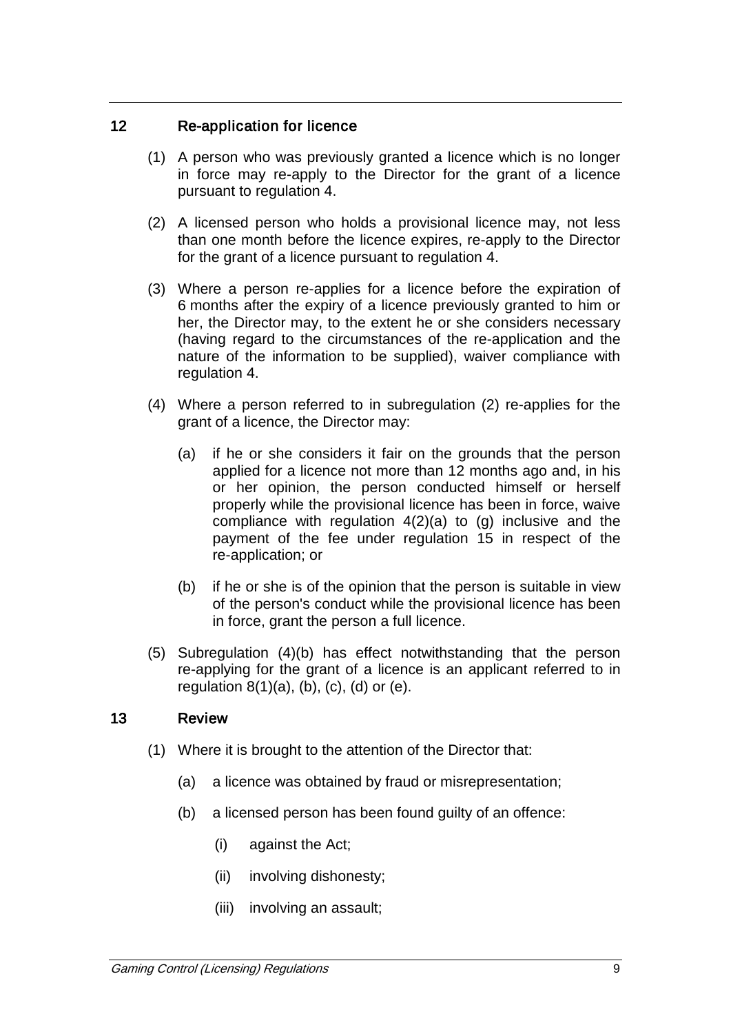## 12 Re-application for licence

(1) A person who was previously granted a licence which is no longer in force may re-apply to the Director for the grant of a licence pursuant to regulation 4.

(2) A licensed person who holds a provisional licence may, not less than one month before the licence expires, re-apply to the Director for the grant of a licence pursuant to regulation 4.

(3) Where a person re-applies for a licence before the expiration of 6 months after the expiry of a licence previously granted to him or her, the Director may, to the extent he or she considers necessary (having regard to the circumstances of the re-application and the nature of the information to be supplied), waiver compliance with regulation 4.

(4) Where a person referred to in subregulation (2) re-applies for the grant of a licence, the Director may:

(a) if he or she considers it fair on the grounds that the person applied for a licence not more than 12 months ago and, in his or her opinion, the person conducted himself or herself properly while the provisional licence has been in force, waive compliance with regulation 4(2)(a) to (g) inclusive and the payment of the fee under regulation 15 in respect of the re-application; or

(b) if he or she is of the opinion that the person is suitable in view of the person's conduct while the provisional licence has been in force, grant the person a full licence.

(5) Subregulation (4)(b) has effect notwithstanding that the person re-applying for the grant of a licence is an applicant referred to in regulation 8(1)(a), (b), (c), (d) or (e).

## 13 Review

(1) Where it is brought to the attention of the Director that:

(a) a licence was obtained by fraud or misrepresentation;

(b) a licensed person has been found guilty of an offence:

(i) against the Act;

(ii) involving dishonesty;

(iii) involving an assault;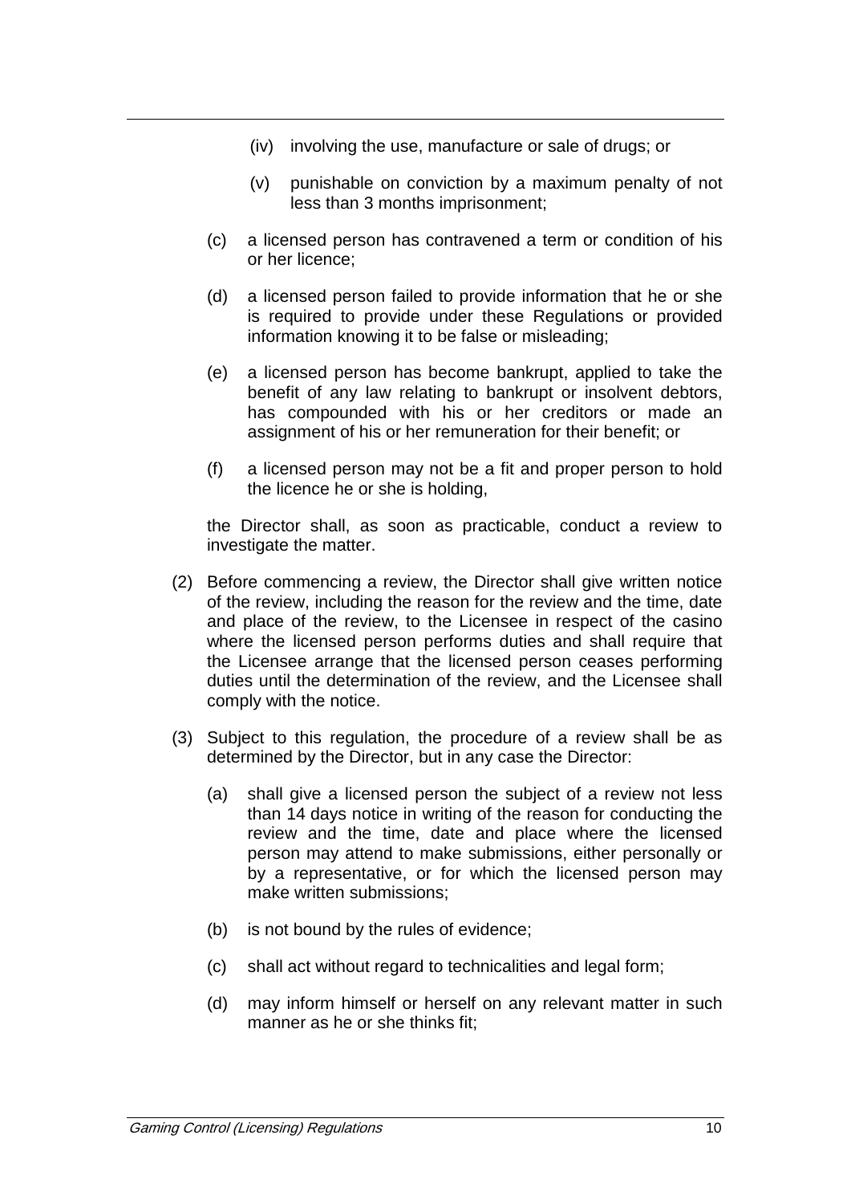(iv) involving the use, manufacture or sale of drugs; or

(v) punishable on conviction by a maximum penalty of not less than 3 months imprisonment;

(c) a licensed person has contravened a term or condition of his or her licence;

(d) a licensed person failed to provide information that he or she is required to provide under these Regulations or provided information knowing it to be false or misleading;

(e) a licensed person has become bankrupt, applied to take the benefit of any law relating to bankrupt or insolvent debtors, has compounded with his or her creditors or made an assignment of his or her remuneration for their benefit; or

(f) a licensed person may not be a fit and proper person to hold the licence he or she is holding,

the Director shall, as soon as practicable, conduct a review to investigate the matter.

(2) Before commencing a review, the Director shall give written notice of the review, including the reason for the review and the time, date and place of the review, to the Licensee in respect of the casino where the licensed person performs duties and shall require that the Licensee arrange that the licensed person ceases performing duties until the determination of the review, and the Licensee shall comply with the notice.

(3) Subject to this regulation, the procedure of a review shall be as determined by the Director, but in any case the Director:

(a) shall give a licensed person the subject of a review not less than 14 days notice in writing of the reason for conducting the review and the time, date and place where the licensed person may attend to make submissions, either personally or by a representative, or for which the licensed person may make written submissions;

(b) is not bound by the rules of evidence;

(c) shall act without regard to technicalities and legal form;

(d) may inform himself or herself on any relevant matter in such manner as he or she thinks fit;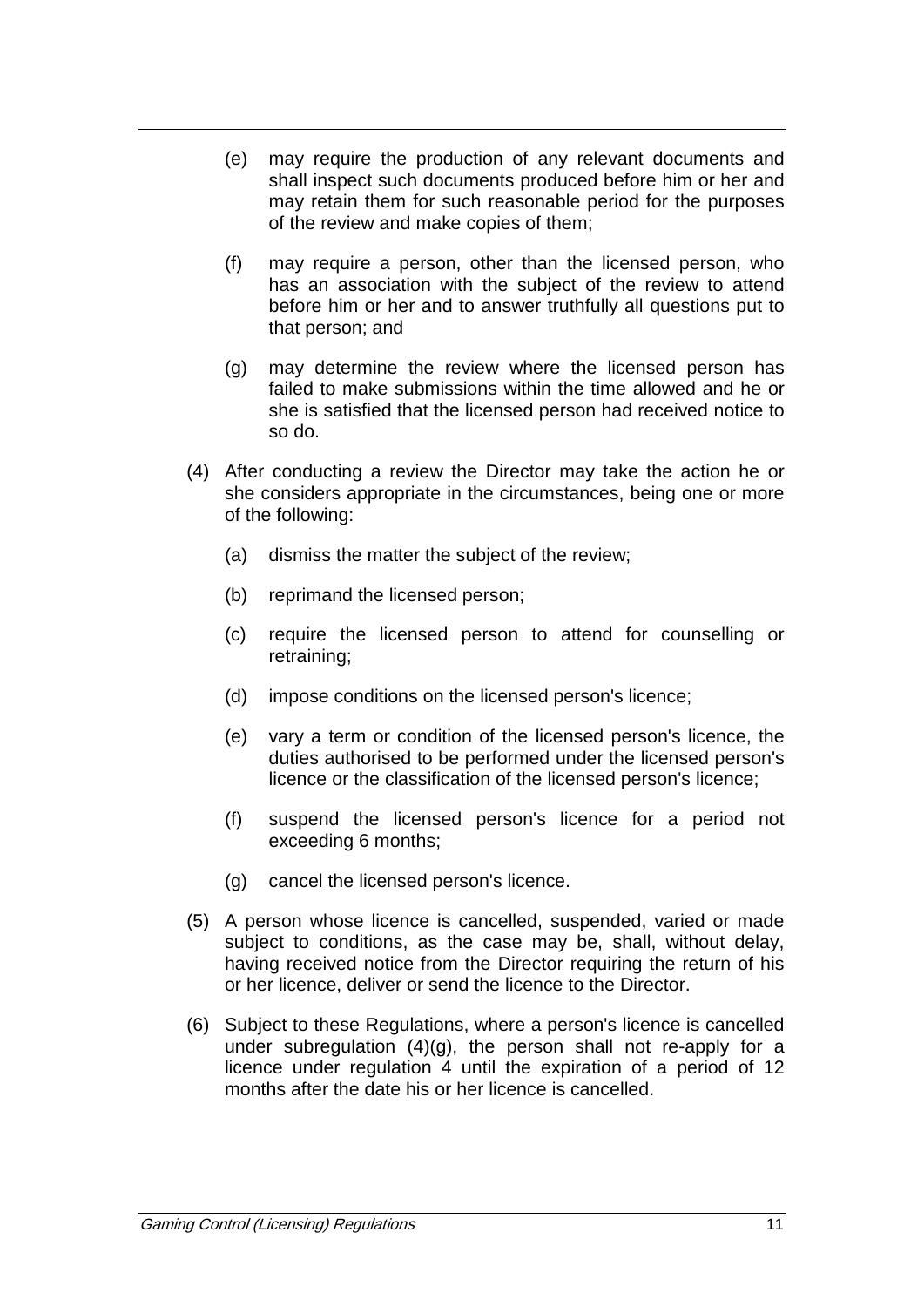(e) may require the production of any relevant documents and shall inspect such documents produced before him or her and may retain them for such reasonable period for the purposes of the review and make copies of them;

(f) may require a person, other than the licensed person, who has an association with the subject of the review to attend before him or her and to answer truthfully all questions put to that person; and

(g) may determine the review where the licensed person has failed to make submissions within the time allowed and he or she is satisfied that the licensed person had received notice to so do.

(4) After conducting a review the Director may take the action he or she considers appropriate in the circumstances, being one or more of the following:

(a) dismiss the matter the subject of the review;

(b) reprimand the licensed person;

(c) require the licensed person to attend for counselling or retraining;

(d) impose conditions on the licensed person's licence;

(e) vary a term or condition of the licensed person's licence, the duties authorised to be performed under the licensed person's licence or the classification of the licensed person's licence;

(f) suspend the licensed person's licence for a period not exceeding 6 months;

(g) cancel the licensed person's licence.

(5) A person whose licence is cancelled, suspended, varied or made subject to conditions, as the case may be, shall, without delay, having received notice from the Director requiring the return of his or her licence, deliver or send the licence to the Director.

(6) Subject to these Regulations, where a person's licence is cancelled under subregulation (4)(g), the person shall not re-apply for a licence under regulation 4 until the expiration of a period of 12 months after the date his or her licence is cancelled.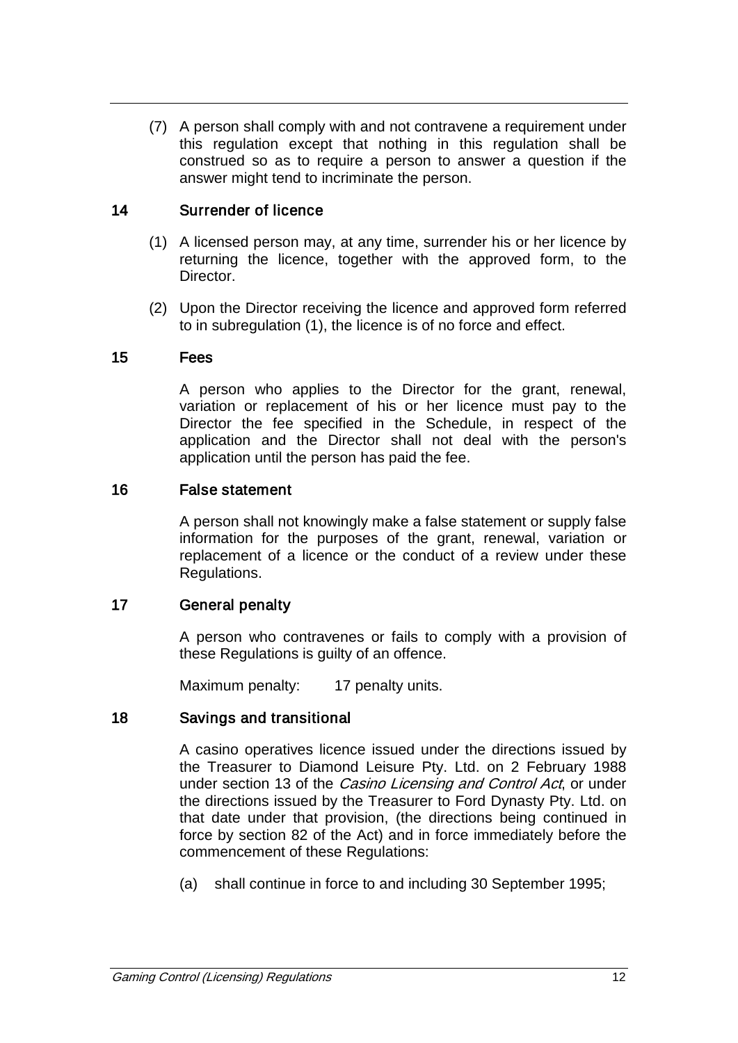(7) A person shall comply with and not contravene a requirement under this regulation except that nothing in this regulation shall be construed so as to require a person to answer a question if the answer might tend to incriminate the person.

### 14 Surrender of licence

(1) A licensed person may, at any time, surrender his or her licence by returning the licence, together with the approved form, to the Director.

(2) Upon the Director receiving the licence and approved form referred to in subregulation (1), the licence is of no force and effect.

### 15 Fees

A person who applies to the Director for the grant, renewal, variation or replacement of his or her licence must pay to the Director the fee specified in the Schedule, in respect of the application and the Director shall not deal with the person's application until the person has paid the fee.

### 16 False statement

A person shall not knowingly make a false statement or supply false information for the purposes of the grant, renewal, variation or replacement of a licence or the conduct of a review under these Regulations.

### 17 General penalty

A person who contravenes or fails to comply with a provision of these Regulations is guilty of an offence.

Maximum penalty: 17 penalty units.

### 18 Savings and transitional

A casino operatives licence issued under the directions issued by the Treasurer to Diamond Leisure Pty. Ltd. on 2 February 1988 under section 13 of the *Casino Licensing and Control Act*, or under the directions issued by the Treasurer to Ford Dynasty Pty. Ltd. on that date under that provision, (the directions being continued in force by section 82 of the Act) and in force immediately before the commencement of these Regulations:

(a) shall continue in force to and including 30 September 1995;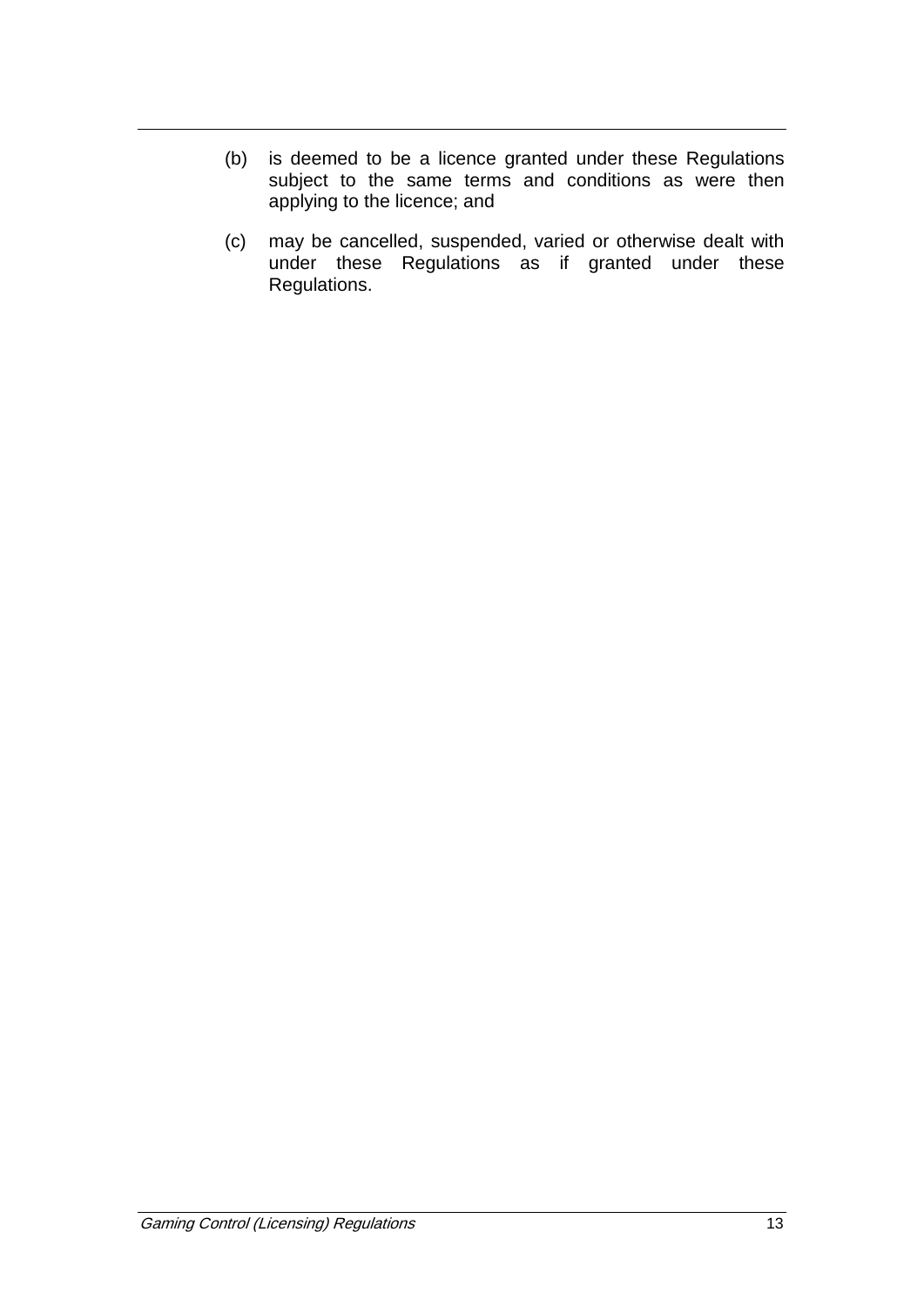(b) is deemed to be a licence granted under these Regulations subject to the same terms and conditions as were then applying to the licence; and

(c) may be cancelled, suspended, varied or otherwise dealt with under these Regulations as if granted under these Regulations.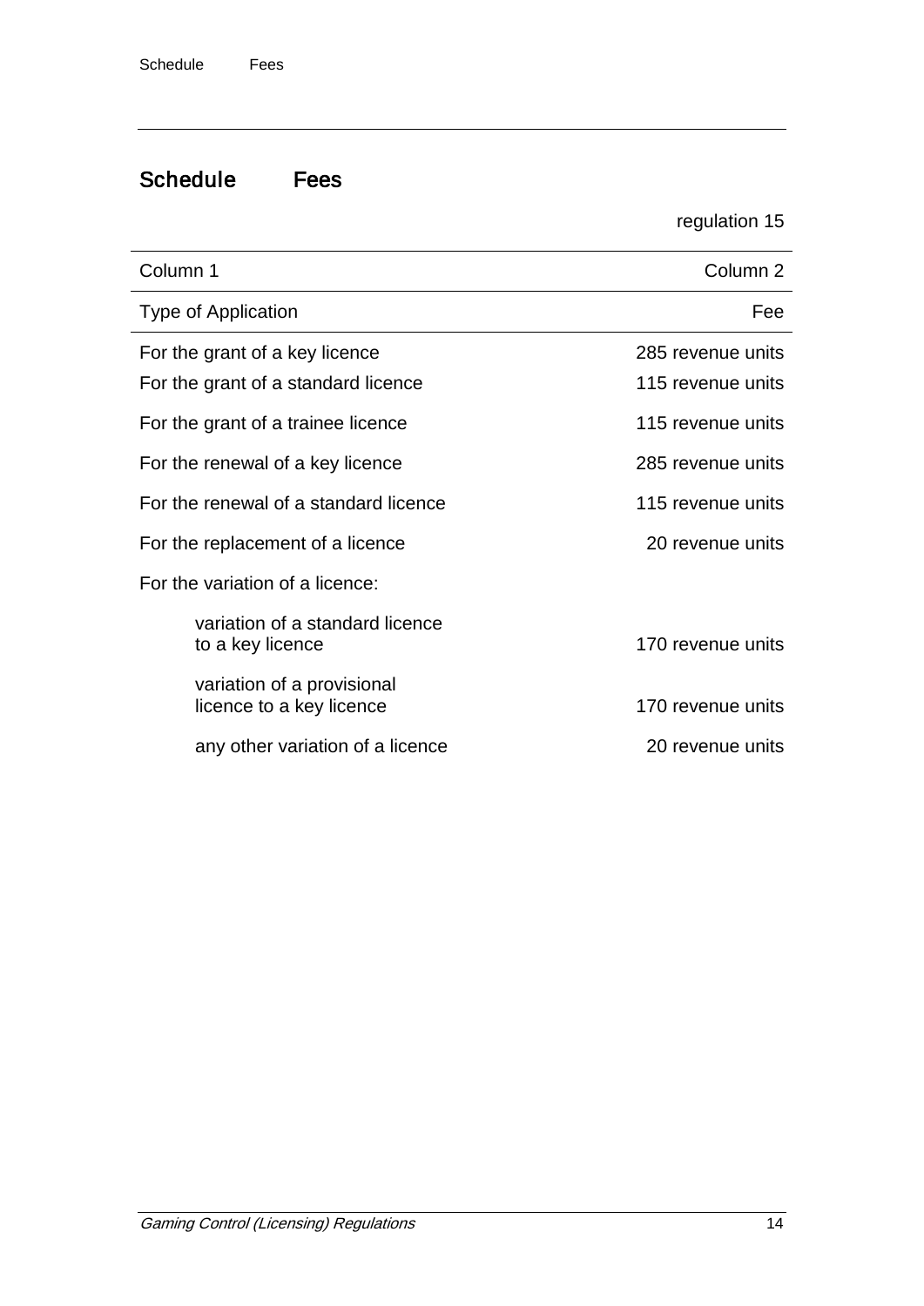## Schedule Fees

regulation 15

| Column 1 | Column 2 |
|---|---|
| Type of Application | Fee |
| For the grant of a key licence | 285 revenue units |
| For the grant of a standard licence | 115 revenue units |
| For the grant of a trainee licence | 115 revenue units |
| For the renewal of a key licence | 285 revenue units |
| For the renewal of a standard licence | 115 revenue units |
| For the replacement of a licence | 20 revenue units |
| For the variation of a licence: | |
| variation of a standard licence to a key licence | 170 revenue units |
| variation of a provisional licence to a key licence | 170 revenue units |
| any other variation of a licence | 20 revenue units |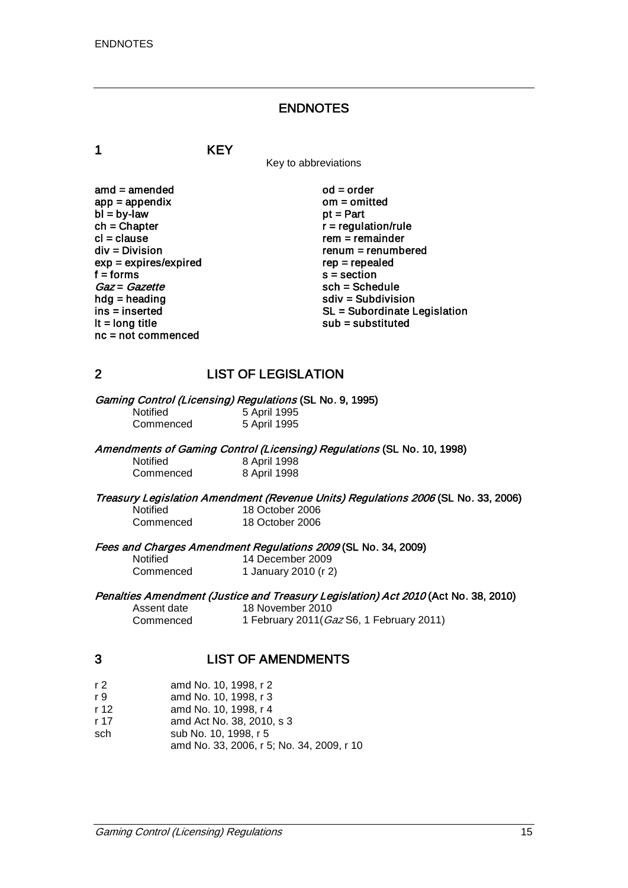# ENDNOTES

## 1 KEY

Key to abbreviations

| | |
|---|---|
| amd = amended | od = order |
| app = appendix | om = omitted |
| bl = by-law | pt = Part |
| ch = Chapter | r = regulation/rule |
| cl = clause | rem = remainder |
| div = Division | renum = renumbered |
| exp = expires/expired | rep = repealed |
| f = forms | s = section |
| *Gaz* = *Gazette* | sch = Schedule |
| hdg = heading | sdiv = Subdivision |
| ins = inserted | SL = Subordinate Legislation |
| lt = long title | sub = substituted |
| nc = not commenced | |

## 2 LIST OF LEGISLATION

***Gaming Control (Licensing) Regulations*** **(SL No. 9, 1995)**

| | |
|---|---|
| Notified | 5 April 1995 |
| Commenced | 5 April 1995 |

***Amendments of Gaming Control (Licensing) Regulations*** **(SL No. 10, 1998)**

| | |
|---|---|
| Notified | 8 April 1998 |
| Commenced | 8 April 1998 |

***Treasury Legislation Amendment (Revenue Units) Regulations 2006*** **(SL No. 33, 2006)**

| | |
|---|---|
| Notified | 18 October 2006 |
| Commenced | 18 October 2006 |

***Fees and Charges Amendment Regulations 2009*** **(SL No. 34, 2009)**

| | |
|---|---|
| Notified | 14 December 2009 |
| Commenced | 1 January 2010 (r 2) |

***Penalties Amendment (Justice and Treasury Legislation) Act 2010*** **(Act No. 38, 2010)**

| | |
|---|---|
| Assent date | 18 November 2010 |
| Commenced | 1 February 2011(*Gaz* S6, 1 February 2011) |

## 3 LIST OF AMENDMENTS

| | |
|---|---|
| r 2 | amd No. 10, 1998, r 2 |
| r 9 | amd No. 10, 1998, r 3 |
| r 12 | amd No. 10, 1998, r 4 |
| r 17 | amd Act No. 38, 2010, s 3 |
| sch | sub No. 10, 1998, r 5 |
| | amd No. 33, 2006, r 5; No. 34, 2009, r 10 |